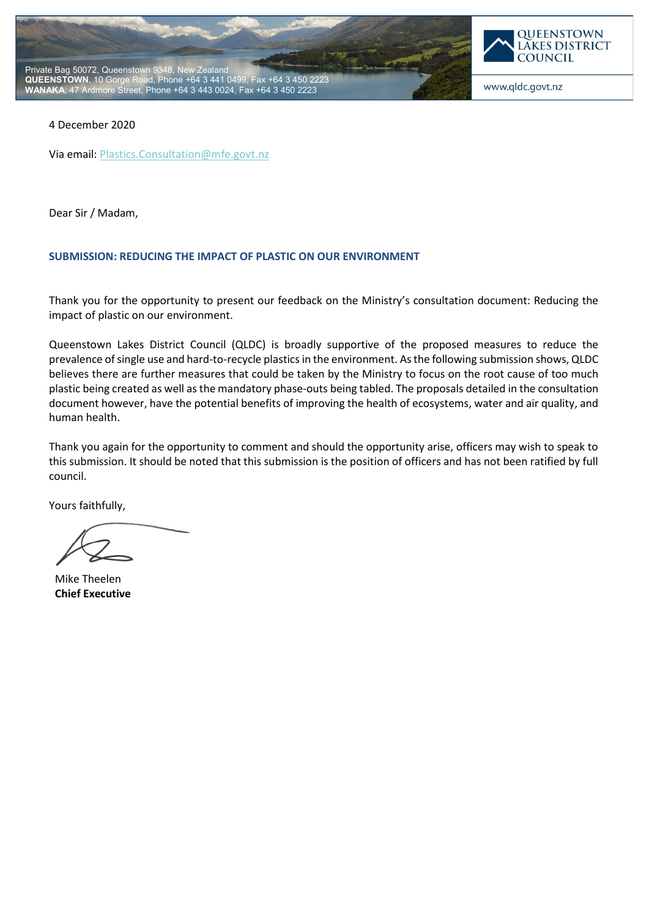Private Bag 50072, Queenstown 9348, New Zealand
**QUEENSTOWN**, 10 Gorge Road, Phone +64 3 441 0499, Fax +64 3 450 2223
**WANAKA**, 47 Ardmore Street, Phone +64 3 443 0024, Fax +64 3 450 2223

QUEENSTOWN LAKES DISTRICT COUNCIL

www.qldc.govt.nz

4 December 2020

Via email: Plastics.Consultation@mfe.govt.nz

Dear Sir / Madam,

**SUBMISSION: REDUCING THE IMPACT OF PLASTIC ON OUR ENVIRONMENT**

Thank you for the opportunity to present our feedback on the Ministry's consultation document: Reducing the impact of plastic on our environment.

Queenstown Lakes District Council (QLDC) is broadly supportive of the proposed measures to reduce the prevalence of single use and hard-to-recycle plastics in the environment. As the following submission shows, QLDC believes there are further measures that could be taken by the Ministry to focus on the root cause of too much plastic being created as well as the mandatory phase-outs being tabled. The proposals detailed in the consultation document however, have the potential benefits of improving the health of ecosystems, water and air quality, and human health.

Thank you again for the opportunity to comment and should the opportunity arise, officers may wish to speak to this submission. It should be noted that this submission is the position of officers and has not been ratified by full council.

Yours faithfully,

Mike Theelen
**Chief Executive**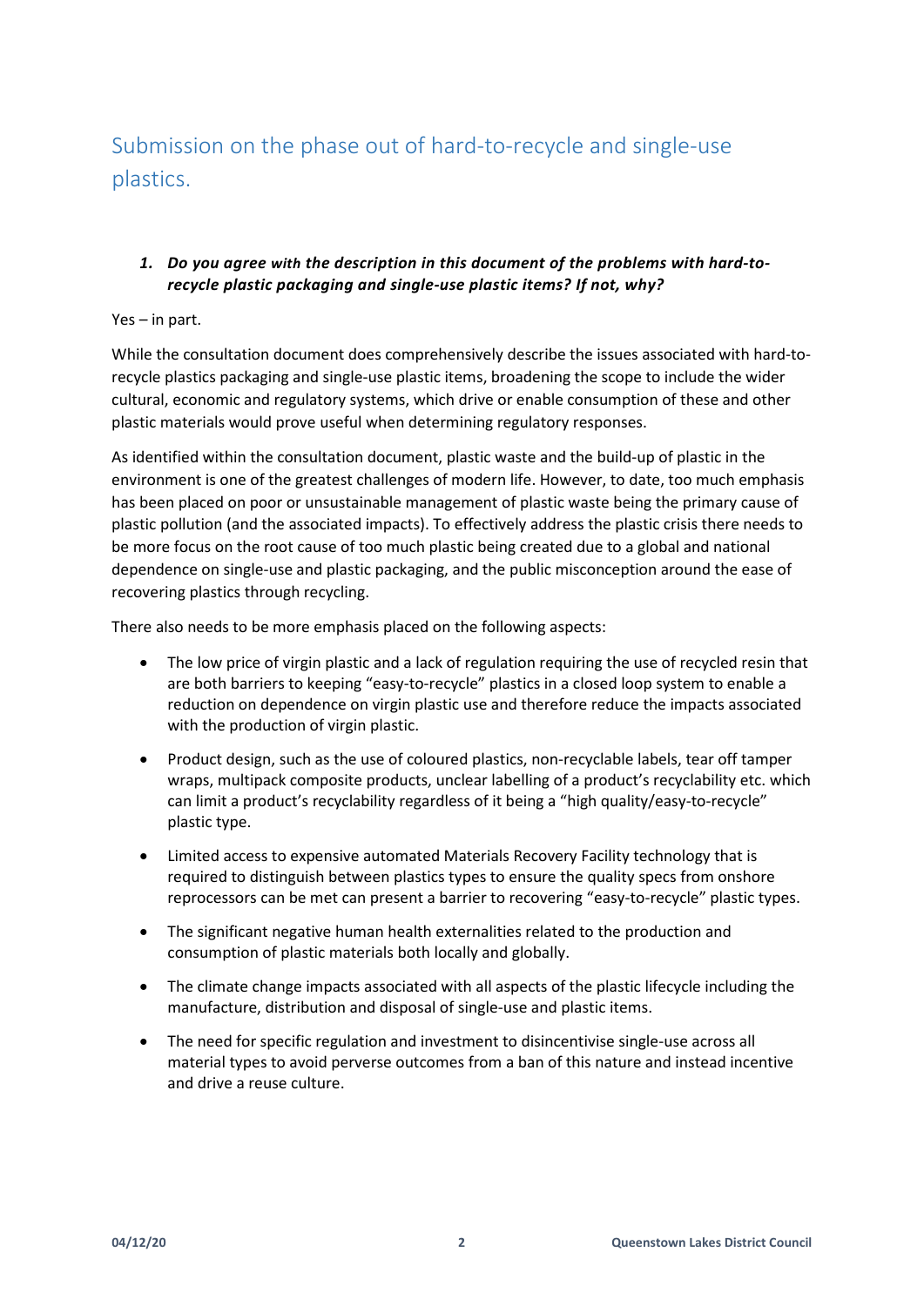# Submission on the phase out of hard-to-recycle and single-use plastics.

1. ***Do you agree with the description in this document of the problems with hard-to-recycle plastic packaging and single-use plastic items? If not, why?***

Yes – in part.

While the consultation document does comprehensively describe the issues associated with hard-to-recycle plastics packaging and single-use plastic items, broadening the scope to include the wider cultural, economic and regulatory systems, which drive or enable consumption of these and other plastic materials would prove useful when determining regulatory responses.

As identified within the consultation document, plastic waste and the build-up of plastic in the environment is one of the greatest challenges of modern life. However, to date, too much emphasis has been placed on poor or unsustainable management of plastic waste being the primary cause of plastic pollution (and the associated impacts). To effectively address the plastic crisis there needs to be more focus on the root cause of too much plastic being created due to a global and national dependence on single-use and plastic packaging, and the public misconception around the ease of recovering plastics through recycling.

There also needs to be more emphasis placed on the following aspects:

- The low price of virgin plastic and a lack of regulation requiring the use of recycled resin that are both barriers to keeping "easy-to-recycle" plastics in a closed loop system to enable a reduction on dependence on virgin plastic use and therefore reduce the impacts associated with the production of virgin plastic.
- Product design, such as the use of coloured plastics, non-recyclable labels, tear off tamper wraps, multipack composite products, unclear labelling of a product's recyclability etc. which can limit a product's recyclability regardless of it being a "high quality/easy-to-recycle" plastic type.
- Limited access to expensive automated Materials Recovery Facility technology that is required to distinguish between plastics types to ensure the quality specs from onshore reprocessors can be met can present a barrier to recovering "easy-to-recycle" plastic types.
- The significant negative human health externalities related to the production and consumption of plastic materials both locally and globally.
- The climate change impacts associated with all aspects of the plastic lifecycle including the manufacture, distribution and disposal of single-use and plastic items.
- The need for specific regulation and investment to disincentivise single-use across all material types to avoid perverse outcomes from a ban of this nature and instead incentive and drive a reuse culture.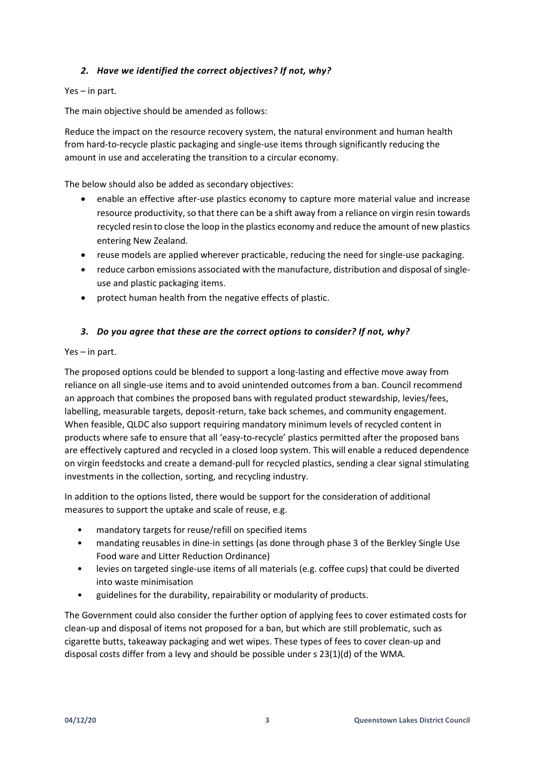### *2. Have we identified the correct objectives? If not, why?*

Yes – in part.

The main objective should be amended as follows:

Reduce the impact on the resource recovery system, the natural environment and human health from hard-to-recycle plastic packaging and single-use items through significantly reducing the amount in use and accelerating the transition to a circular economy.

The below should also be added as secondary objectives:

- enable an effective after-use plastics economy to capture more material value and increase resource productivity, so that there can be a shift away from a reliance on virgin resin towards recycled resin to close the loop in the plastics economy and reduce the amount of new plastics entering New Zealand.
- reuse models are applied wherever practicable, reducing the need for single-use packaging.
- reduce carbon emissions associated with the manufacture, distribution and disposal of single-use and plastic packaging items.
- protect human health from the negative effects of plastic.

### *3. Do you agree that these are the correct options to consider? If not, why?*

Yes – in part.

The proposed options could be blended to support a long-lasting and effective move away from reliance on all single-use items and to avoid unintended outcomes from a ban. Council recommend an approach that combines the proposed bans with regulated product stewardship, levies/fees, labelling, measurable targets, deposit-return, take back schemes, and community engagement. When feasible, QLDC also support requiring mandatory minimum levels of recycled content in products where safe to ensure that all 'easy-to-recycle' plastics permitted after the proposed bans are effectively captured and recycled in a closed loop system. This will enable a reduced dependence on virgin feedstocks and create a demand-pull for recycled plastics, sending a clear signal stimulating investments in the collection, sorting, and recycling industry.

In addition to the options listed, there would be support for the consideration of additional measures to support the uptake and scale of reuse, e.g.

- mandatory targets for reuse/refill on specified items
- mandating reusables in dine-in settings (as done through phase 3 of the Berkley Single Use Food ware and Litter Reduction Ordinance)
- levies on targeted single-use items of all materials (e.g. coffee cups) that could be diverted into waste minimisation
- guidelines for the durability, repairability or modularity of products.

The Government could also consider the further option of applying fees to cover estimated costs for clean-up and disposal of items not proposed for a ban, but which are still problematic, such as cigarette butts, takeaway packaging and wet wipes. These types of fees to cover clean-up and disposal costs differ from a levy and should be possible under s 23(1)(d) of the WMA.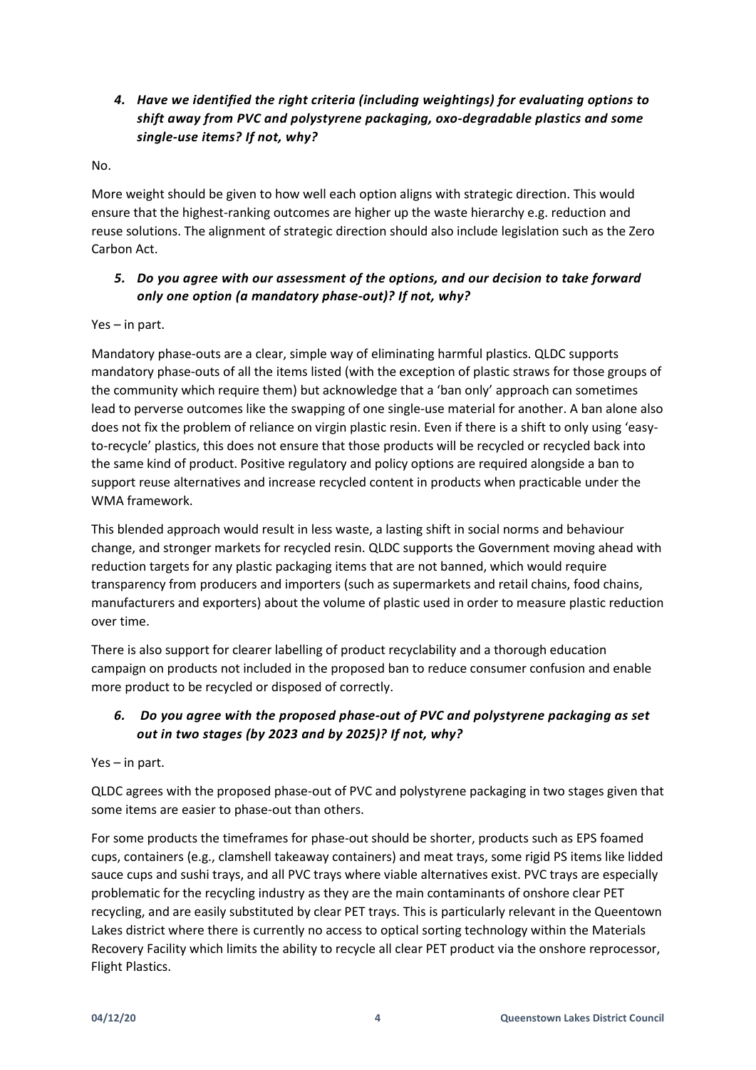### *4. Have we identified the right criteria (including weightings) for evaluating options to shift away from PVC and polystyrene packaging, oxo-degradable plastics and some single-use items? If not, why?*

No.

More weight should be given to how well each option aligns with strategic direction. This would ensure that the highest-ranking outcomes are higher up the waste hierarchy e.g. reduction and reuse solutions. The alignment of strategic direction should also include legislation such as the Zero Carbon Act.

### *5. Do you agree with our assessment of the options, and our decision to take forward only one option (a mandatory phase-out)? If not, why?*

Yes – in part.

Mandatory phase-outs are a clear, simple way of eliminating harmful plastics. QLDC supports mandatory phase-outs of all the items listed (with the exception of plastic straws for those groups of the community which require them) but acknowledge that a 'ban only' approach can sometimes lead to perverse outcomes like the swapping of one single-use material for another. A ban alone also does not fix the problem of reliance on virgin plastic resin. Even if there is a shift to only using 'easy-to-recycle' plastics, this does not ensure that those products will be recycled or recycled back into the same kind of product. Positive regulatory and policy options are required alongside a ban to support reuse alternatives and increase recycled content in products when practicable under the WMA framework.

This blended approach would result in less waste, a lasting shift in social norms and behaviour change, and stronger markets for recycled resin. QLDC supports the Government moving ahead with reduction targets for any plastic packaging items that are not banned, which would require transparency from producers and importers (such as supermarkets and retail chains, food chains, manufacturers and exporters) about the volume of plastic used in order to measure plastic reduction over time.

There is also support for clearer labelling of product recyclability and a thorough education campaign on products not included in the proposed ban to reduce consumer confusion and enable more product to be recycled or disposed of correctly.

### *6. Do you agree with the proposed phase-out of PVC and polystyrene packaging as set out in two stages (by 2023 and by 2025)? If not, why?*

Yes – in part.

QLDC agrees with the proposed phase-out of PVC and polystyrene packaging in two stages given that some items are easier to phase-out than others.

For some products the timeframes for phase-out should be shorter, products such as EPS foamed cups, containers (e.g., clamshell takeaway containers) and meat trays, some rigid PS items like lidded sauce cups and sushi trays, and all PVC trays where viable alternatives exist. PVC trays are especially problematic for the recycling industry as they are the main contaminants of onshore clear PET recycling, and are easily substituted by clear PET trays. This is particularly relevant in the Queentown Lakes district where there is currently no access to optical sorting technology within the Materials Recovery Facility which limits the ability to recycle all clear PET product via the onshore reprocessor, Flight Plastics.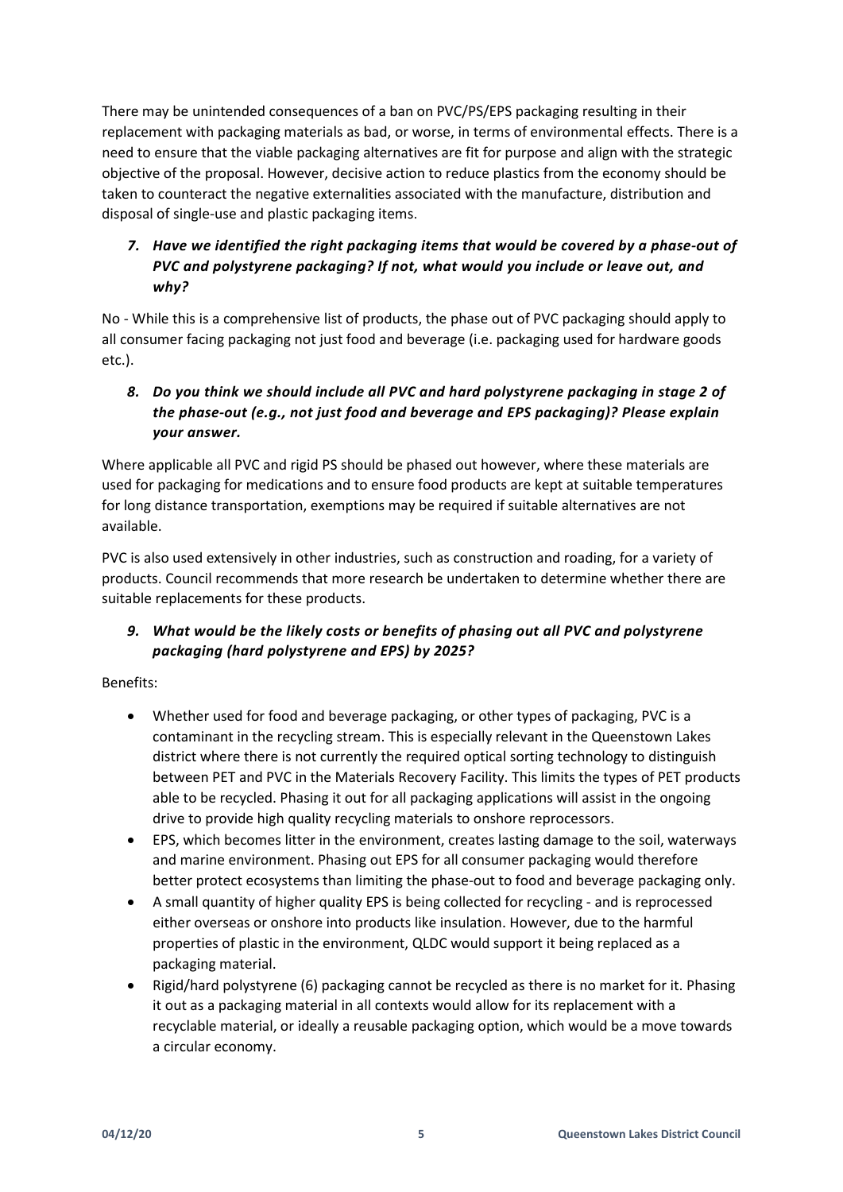There may be unintended consequences of a ban on PVC/PS/EPS packaging resulting in their replacement with packaging materials as bad, or worse, in terms of environmental effects. There is a need to ensure that the viable packaging alternatives are fit for purpose and align with the strategic objective of the proposal. However, decisive action to reduce plastics from the economy should be taken to counteract the negative externalities associated with the manufacture, distribution and disposal of single-use and plastic packaging items.

### *7. Have we identified the right packaging items that would be covered by a phase-out of PVC and polystyrene packaging? If not, what would you include or leave out, and why?*

No - While this is a comprehensive list of products, the phase out of PVC packaging should apply to all consumer facing packaging not just food and beverage (i.e. packaging used for hardware goods etc.).

### *8. Do you think we should include all PVC and hard polystyrene packaging in stage 2 of the phase-out (e.g., not just food and beverage and EPS packaging)? Please explain your answer.*

Where applicable all PVC and rigid PS should be phased out however, where these materials are used for packaging for medications and to ensure food products are kept at suitable temperatures for long distance transportation, exemptions may be required if suitable alternatives are not available.

PVC is also used extensively in other industries, such as construction and roading, for a variety of products. Council recommends that more research be undertaken to determine whether there are suitable replacements for these products.

### *9. What would be the likely costs or benefits of phasing out all PVC and polystyrene packaging (hard polystyrene and EPS) by 2025?*

Benefits:

- Whether used for food and beverage packaging, or other types of packaging, PVC is a contaminant in the recycling stream. This is especially relevant in the Queenstown Lakes district where there is not currently the required optical sorting technology to distinguish between PET and PVC in the Materials Recovery Facility. This limits the types of PET products able to be recycled. Phasing it out for all packaging applications will assist in the ongoing drive to provide high quality recycling materials to onshore reprocessors.
- EPS, which becomes litter in the environment, creates lasting damage to the soil, waterways and marine environment. Phasing out EPS for all consumer packaging would therefore better protect ecosystems than limiting the phase-out to food and beverage packaging only.
- A small quantity of higher quality EPS is being collected for recycling - and is reprocessed either overseas or onshore into products like insulation. However, due to the harmful properties of plastic in the environment, QLDC would support it being replaced as a packaging material.
- Rigid/hard polystyrene (6) packaging cannot be recycled as there is no market for it. Phasing it out as a packaging material in all contexts would allow for its replacement with a recyclable material, or ideally a reusable packaging option, which would be a move towards a circular economy.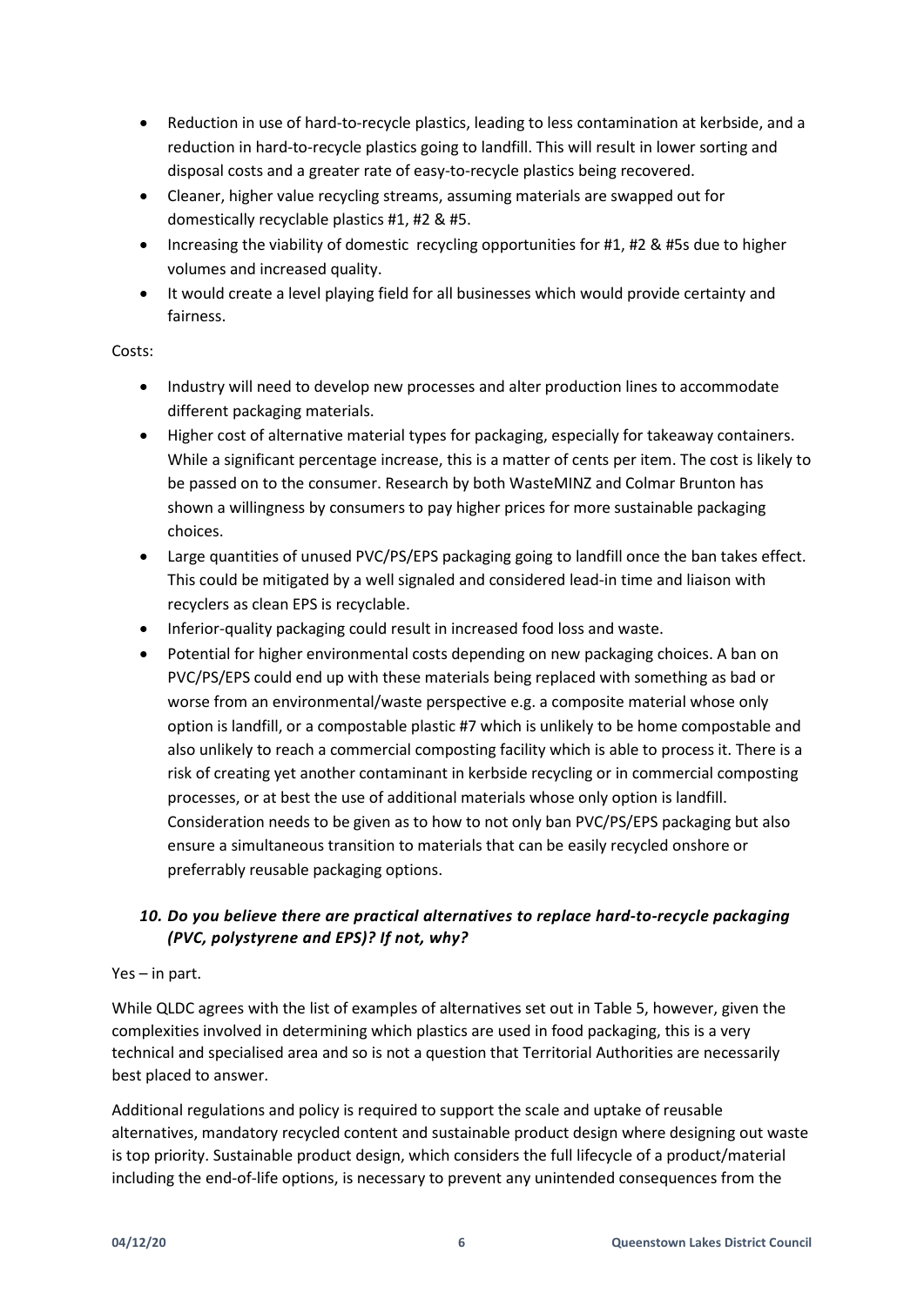- Reduction in use of hard-to-recycle plastics, leading to less contamination at kerbside, and a reduction in hard-to-recycle plastics going to landfill. This will result in lower sorting and disposal costs and a greater rate of easy-to-recycle plastics being recovered.
- Cleaner, higher value recycling streams, assuming materials are swapped out for domestically recyclable plastics #1, #2 & #5.
- Increasing the viability of domestic recycling opportunities for #1, #2 & #5s due to higher volumes and increased quality.
- It would create a level playing field for all businesses which would provide certainty and fairness.

Costs:

- Industry will need to develop new processes and alter production lines to accommodate different packaging materials.
- Higher cost of alternative material types for packaging, especially for takeaway containers. While a significant percentage increase, this is a matter of cents per item. The cost is likely to be passed on to the consumer. Research by both WasteMINZ and Colmar Brunton has shown a willingness by consumers to pay higher prices for more sustainable packaging choices.
- Large quantities of unused PVC/PS/EPS packaging going to landfill once the ban takes effect. This could be mitigated by a well signaled and considered lead-in time and liaison with recyclers as clean EPS is recyclable.
- Inferior-quality packaging could result in increased food loss and waste.
- Potential for higher environmental costs depending on new packaging choices. A ban on PVC/PS/EPS could end up with these materials being replaced with something as bad or worse from an environmental/waste perspective e.g. a composite material whose only option is landfill, or a compostable plastic #7 which is unlikely to be home compostable and also unlikely to reach a commercial composting facility which is able to process it. There is a risk of creating yet another contaminant in kerbside recycling or in commercial composting processes, or at best the use of additional materials whose only option is landfill. Consideration needs to be given as to how to not only ban PVC/PS/EPS packaging but also ensure a simultaneous transition to materials that can be easily recycled onshore or preferrably reusable packaging options.

### *10. Do you believe there are practical alternatives to replace hard-to-recycle packaging (PVC, polystyrene and EPS)? If not, why?*

Yes – in part.

While QLDC agrees with the list of examples of alternatives set out in Table 5, however, given the complexities involved in determining which plastics are used in food packaging, this is a very technical and specialised area and so is not a question that Territorial Authorities are necessarily best placed to answer.

Additional regulations and policy is required to support the scale and uptake of reusable alternatives, mandatory recycled content and sustainable product design where designing out waste is top priority. Sustainable product design, which considers the full lifecycle of a product/material including the end-of-life options, is necessary to prevent any unintended consequences from the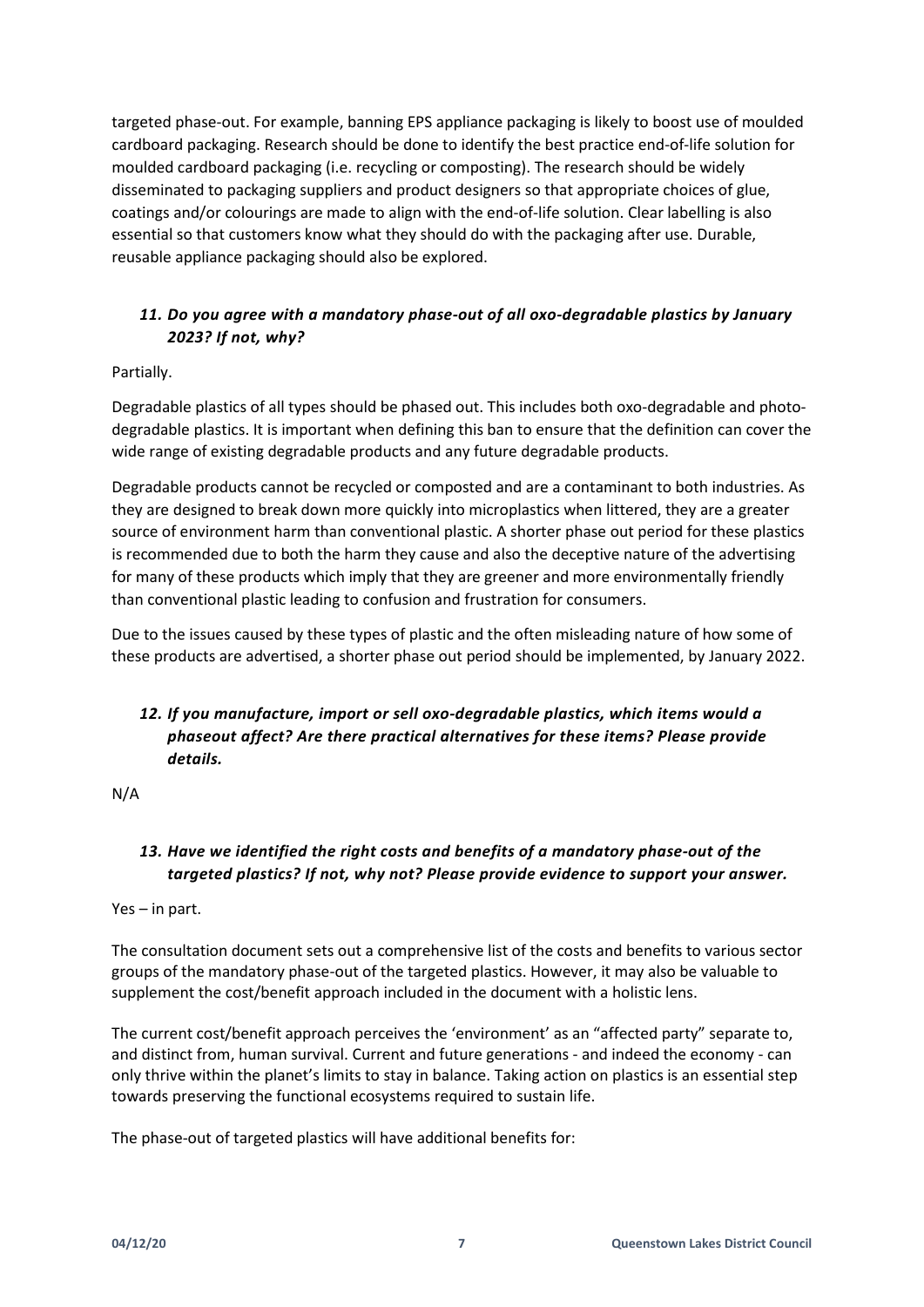targeted phase-out. For example, banning EPS appliance packaging is likely to boost use of moulded cardboard packaging. Research should be done to identify the best practice end-of-life solution for moulded cardboard packaging (i.e. recycling or composting). The research should be widely disseminated to packaging suppliers and product designers so that appropriate choices of glue, coatings and/or colourings are made to align with the end-of-life solution. Clear labelling is also essential so that customers know what they should do with the packaging after use. Durable, reusable appliance packaging should also be explored.

### *11. Do you agree with a mandatory phase-out of all oxo-degradable plastics by January 2023? If not, why?*

Partially.

Degradable plastics of all types should be phased out. This includes both oxo-degradable and photo-degradable plastics. It is important when defining this ban to ensure that the definition can cover the wide range of existing degradable products and any future degradable products.

Degradable products cannot be recycled or composted and are a contaminant to both industries. As they are designed to break down more quickly into microplastics when littered, they are a greater source of environment harm than conventional plastic. A shorter phase out period for these plastics is recommended due to both the harm they cause and also the deceptive nature of the advertising for many of these products which imply that they are greener and more environmentally friendly than conventional plastic leading to confusion and frustration for consumers.

Due to the issues caused by these types of plastic and the often misleading nature of how some of these products are advertised, a shorter phase out period should be implemented, by January 2022.

### *12. If you manufacture, import or sell oxo-degradable plastics, which items would a phaseout affect? Are there practical alternatives for these items? Please provide details.*

N/A

### *13. Have we identified the right costs and benefits of a mandatory phase-out of the targeted plastics? If not, why not? Please provide evidence to support your answer.*

Yes – in part.

The consultation document sets out a comprehensive list of the costs and benefits to various sector groups of the mandatory phase-out of the targeted plastics. However, it may also be valuable to supplement the cost/benefit approach included in the document with a holistic lens.

The current cost/benefit approach perceives the 'environment' as an "affected party" separate to, and distinct from, human survival. Current and future generations - and indeed the economy - can only thrive within the planet's limits to stay in balance. Taking action on plastics is an essential step towards preserving the functional ecosystems required to sustain life.

The phase-out of targeted plastics will have additional benefits for: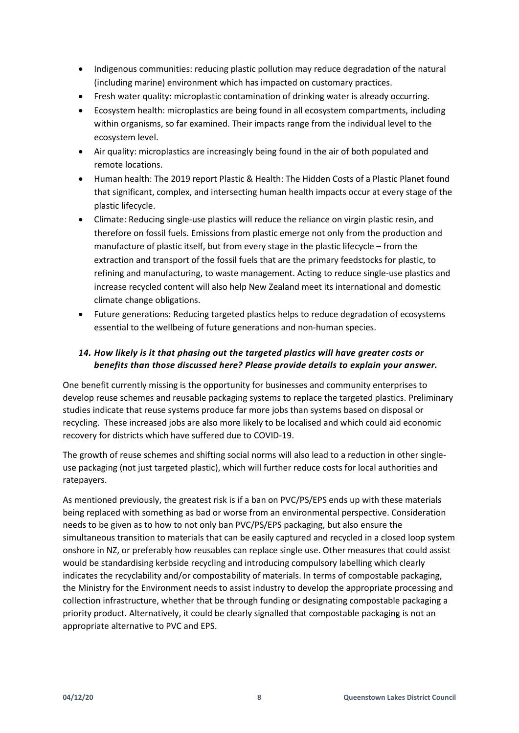- Indigenous communities: reducing plastic pollution may reduce degradation of the natural (including marine) environment which has impacted on customary practices.
- Fresh water quality: microplastic contamination of drinking water is already occurring.
- Ecosystem health: microplastics are being found in all ecosystem compartments, including within organisms, so far examined. Their impacts range from the individual level to the ecosystem level.
- Air quality: microplastics are increasingly being found in the air of both populated and remote locations.
- Human health: The 2019 report Plastic & Health: The Hidden Costs of a Plastic Planet found that significant, complex, and intersecting human health impacts occur at every stage of the plastic lifecycle.
- Climate: Reducing single-use plastics will reduce the reliance on virgin plastic resin, and therefore on fossil fuels. Emissions from plastic emerge not only from the production and manufacture of plastic itself, but from every stage in the plastic lifecycle – from the extraction and transport of the fossil fuels that are the primary feedstocks for plastic, to refining and manufacturing, to waste management. Acting to reduce single-use plastics and increase recycled content will also help New Zealand meet its international and domestic climate change obligations.
- Future generations: Reducing targeted plastics helps to reduce degradation of ecosystems essential to the wellbeing of future generations and non-human species.

### *14. How likely is it that phasing out the targeted plastics will have greater costs or benefits than those discussed here? Please provide details to explain your answer.*

One benefit currently missing is the opportunity for businesses and community enterprises to develop reuse schemes and reusable packaging systems to replace the targeted plastics. Preliminary studies indicate that reuse systems produce far more jobs than systems based on disposal or recycling. These increased jobs are also more likely to be localised and which could aid economic recovery for districts which have suffered due to COVID-19.

The growth of reuse schemes and shifting social norms will also lead to a reduction in other single-use packaging (not just targeted plastic), which will further reduce costs for local authorities and ratepayers.

As mentioned previously, the greatest risk is if a ban on PVC/PS/EPS ends up with these materials being replaced with something as bad or worse from an environmental perspective. Consideration needs to be given as to how to not only ban PVC/PS/EPS packaging, but also ensure the simultaneous transition to materials that can be easily captured and recycled in a closed loop system onshore in NZ, or preferably how reusables can replace single use. Other measures that could assist would be standardising kerbside recycling and introducing compulsory labelling which clearly indicates the recyclability and/or compostability of materials. In terms of compostable packaging, the Ministry for the Environment needs to assist industry to develop the appropriate processing and collection infrastructure, whether that be through funding or designating compostable packaging a priority product. Alternatively, it could be clearly signalled that compostable packaging is not an appropriate alternative to PVC and EPS.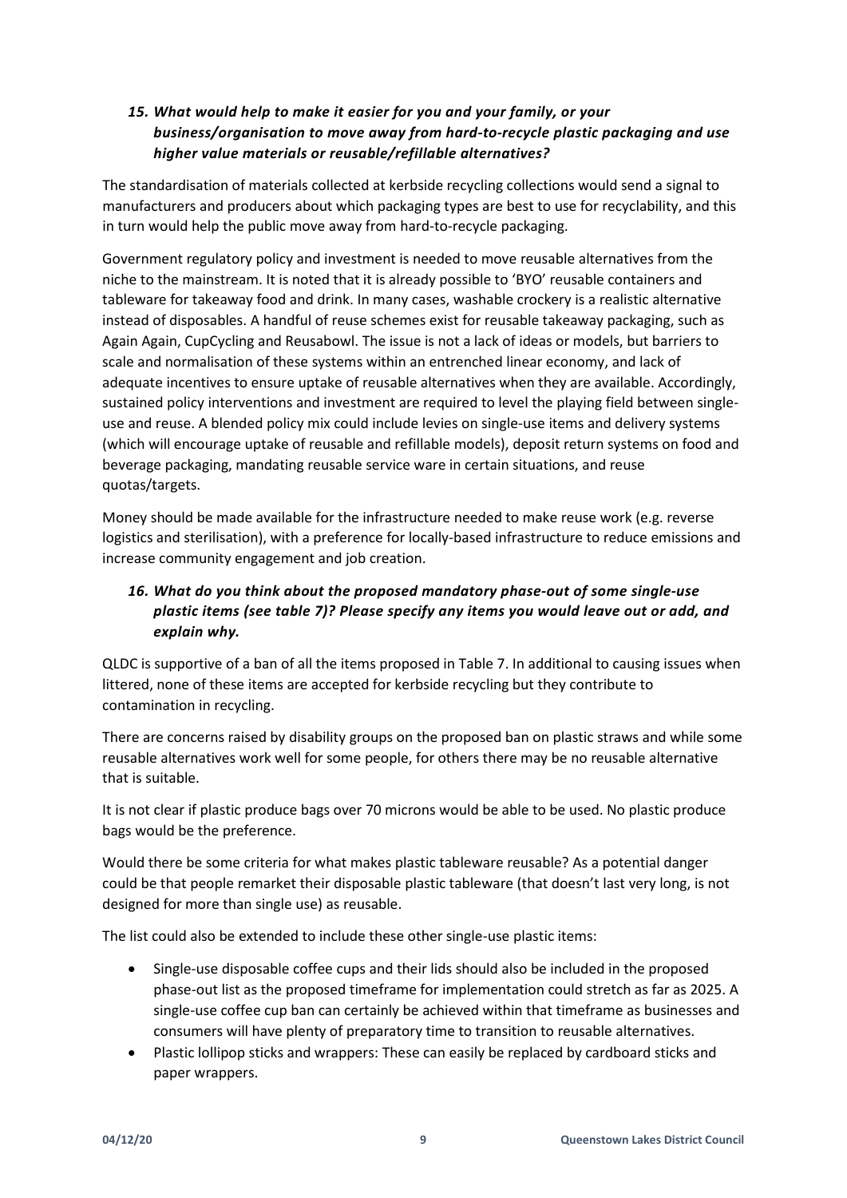### *15. What would help to make it easier for you and your family, or your business/organisation to move away from hard-to-recycle plastic packaging and use higher value materials or reusable/refillable alternatives?*

The standardisation of materials collected at kerbside recycling collections would send a signal to manufacturers and producers about which packaging types are best to use for recyclability, and this in turn would help the public move away from hard-to-recycle packaging.

Government regulatory policy and investment is needed to move reusable alternatives from the niche to the mainstream. It is noted that it is already possible to 'BYO' reusable containers and tableware for takeaway food and drink. In many cases, washable crockery is a realistic alternative instead of disposables. A handful of reuse schemes exist for reusable takeaway packaging, such as Again Again, CupCycling and Reusabowl. The issue is not a lack of ideas or models, but barriers to scale and normalisation of these systems within an entrenched linear economy, and lack of adequate incentives to ensure uptake of reusable alternatives when they are available. Accordingly, sustained policy interventions and investment are required to level the playing field between single-use and reuse. A blended policy mix could include levies on single-use items and delivery systems (which will encourage uptake of reusable and refillable models), deposit return systems on food and beverage packaging, mandating reusable service ware in certain situations, and reuse quotas/targets.

Money should be made available for the infrastructure needed to make reuse work (e.g. reverse logistics and sterilisation), with a preference for locally-based infrastructure to reduce emissions and increase community engagement and job creation.

### *16. What do you think about the proposed mandatory phase-out of some single-use plastic items (see table 7)? Please specify any items you would leave out or add, and explain why.*

QLDC is supportive of a ban of all the items proposed in Table 7. In additional to causing issues when littered, none of these items are accepted for kerbside recycling but they contribute to contamination in recycling.

There are concerns raised by disability groups on the proposed ban on plastic straws and while some reusable alternatives work well for some people, for others there may be no reusable alternative that is suitable.

It is not clear if plastic produce bags over 70 microns would be able to be used. No plastic produce bags would be the preference.

Would there be some criteria for what makes plastic tableware reusable? As a potential danger could be that people remarket their disposable plastic tableware (that doesn't last very long, is not designed for more than single use) as reusable.

The list could also be extended to include these other single-use plastic items:

- Single-use disposable coffee cups and their lids should also be included in the proposed phase-out list as the proposed timeframe for implementation could stretch as far as 2025. A single-use coffee cup ban can certainly be achieved within that timeframe as businesses and consumers will have plenty of preparatory time to transition to reusable alternatives.
- Plastic lollipop sticks and wrappers: These can easily be replaced by cardboard sticks and paper wrappers.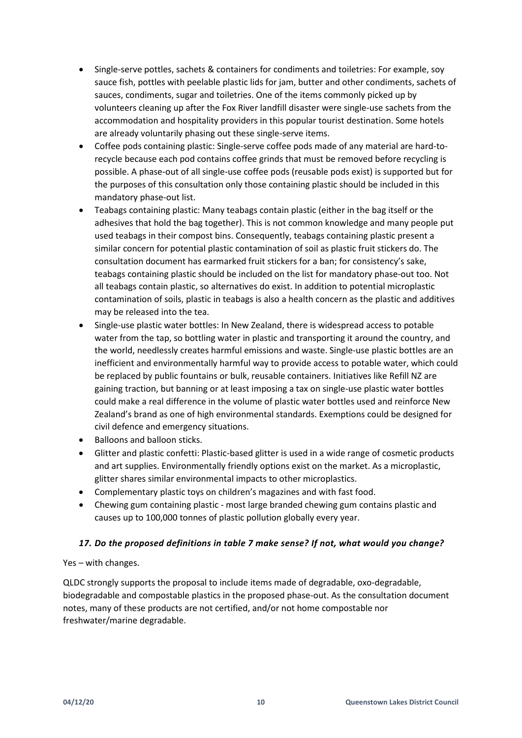- Single-serve pottles, sachets & containers for condiments and toiletries: For example, soy sauce fish, pottles with peelable plastic lids for jam, butter and other condiments, sachets of sauces, condiments, sugar and toiletries. One of the items commonly picked up by volunteers cleaning up after the Fox River landfill disaster were single-use sachets from the accommodation and hospitality providers in this popular tourist destination. Some hotels are already voluntarily phasing out these single-serve items.
- Coffee pods containing plastic: Single-serve coffee pods made of any material are hard-to-recycle because each pod contains coffee grinds that must be removed before recycling is possible. A phase-out of all single-use coffee pods (reusable pods exist) is supported but for the purposes of this consultation only those containing plastic should be included in this mandatory phase-out list.
- Teabags containing plastic: Many teabags contain plastic (either in the bag itself or the adhesives that hold the bag together). This is not common knowledge and many people put used teabags in their compost bins. Consequently, teabags containing plastic present a similar concern for potential plastic contamination of soil as plastic fruit stickers do. The consultation document has earmarked fruit stickers for a ban; for consistency's sake, teabags containing plastic should be included on the list for mandatory phase-out too. Not all teabags contain plastic, so alternatives do exist. In addition to potential microplastic contamination of soils, plastic in teabags is also a health concern as the plastic and additives may be released into the tea.
- Single-use plastic water bottles: In New Zealand, there is widespread access to potable water from the tap, so bottling water in plastic and transporting it around the country, and the world, needlessly creates harmful emissions and waste. Single-use plastic bottles are an inefficient and environmentally harmful way to provide access to potable water, which could be replaced by public fountains or bulk, reusable containers. Initiatives like Refill NZ are gaining traction, but banning or at least imposing a tax on single-use plastic water bottles could make a real difference in the volume of plastic water bottles used and reinforce New Zealand's brand as one of high environmental standards. Exemptions could be designed for civil defence and emergency situations.
- Balloons and balloon sticks.
- Glitter and plastic confetti: Plastic-based glitter is used in a wide range of cosmetic products and art supplies. Environmentally friendly options exist on the market. As a microplastic, glitter shares similar environmental impacts to other microplastics.
- Complementary plastic toys on children's magazines and with fast food.
- Chewing gum containing plastic - most large branded chewing gum contains plastic and causes up to 100,000 tonnes of plastic pollution globally every year.

### *17. Do the proposed definitions in table 7 make sense? If not, what would you change?*

Yes – with changes.

QLDC strongly supports the proposal to include items made of degradable, oxo-degradable, biodegradable and compostable plastics in the proposed phase-out. As the consultation document notes, many of these products are not certified, and/or not home compostable nor freshwater/marine degradable.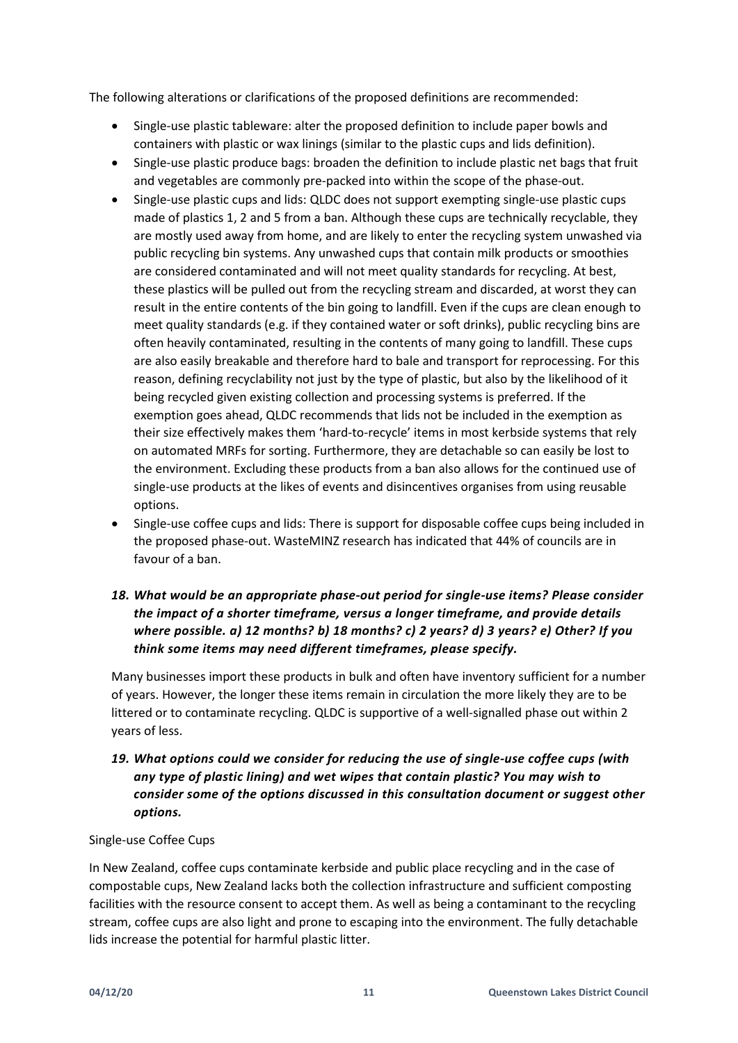The following alterations or clarifications of the proposed definitions are recommended:

- Single-use plastic tableware: alter the proposed definition to include paper bowls and containers with plastic or wax linings (similar to the plastic cups and lids definition).
- Single-use plastic produce bags: broaden the definition to include plastic net bags that fruit and vegetables are commonly pre-packed into within the scope of the phase-out.
- Single-use plastic cups and lids: QLDC does not support exempting single-use plastic cups made of plastics 1, 2 and 5 from a ban. Although these cups are technically recyclable, they are mostly used away from home, and are likely to enter the recycling system unwashed via public recycling bin systems. Any unwashed cups that contain milk products or smoothies are considered contaminated and will not meet quality standards for recycling. At best, these plastics will be pulled out from the recycling stream and discarded, at worst they can result in the entire contents of the bin going to landfill. Even if the cups are clean enough to meet quality standards (e.g. if they contained water or soft drinks), public recycling bins are often heavily contaminated, resulting in the contents of many going to landfill. These cups are also easily breakable and therefore hard to bale and transport for reprocessing. For this reason, defining recyclability not just by the type of plastic, but also by the likelihood of it being recycled given existing collection and processing systems is preferred. If the exemption goes ahead, QLDC recommends that lids not be included in the exemption as their size effectively makes them 'hard-to-recycle' items in most kerbside systems that rely on automated MRFs for sorting. Furthermore, they are detachable so can easily be lost to the environment. Excluding these products from a ban also allows for the continued use of single-use products at the likes of events and disincentives organises from using reusable options.
- Single-use coffee cups and lids: There is support for disposable coffee cups being included in the proposed phase-out. WasteMINZ research has indicated that 44% of councils are in favour of a ban.

### *18. What would be an appropriate phase-out period for single-use items? Please consider the impact of a shorter timeframe, versus a longer timeframe, and provide details where possible. a) 12 months? b) 18 months? c) 2 years? d) 3 years? e) Other? If you think some items may need different timeframes, please specify.*

Many businesses import these products in bulk and often have inventory sufficient for a number of years. However, the longer these items remain in circulation the more likely they are to be littered or to contaminate recycling. QLDC is supportive of a well-signalled phase out within 2 years of less.

### *19. What options could we consider for reducing the use of single-use coffee cups (with any type of plastic lining) and wet wipes that contain plastic? You may wish to consider some of the options discussed in this consultation document or suggest other options.*

Single-use Coffee Cups

In New Zealand, coffee cups contaminate kerbside and public place recycling and in the case of compostable cups, New Zealand lacks both the collection infrastructure and sufficient composting facilities with the resource consent to accept them. As well as being a contaminant to the recycling stream, coffee cups are also light and prone to escaping into the environment. The fully detachable lids increase the potential for harmful plastic litter.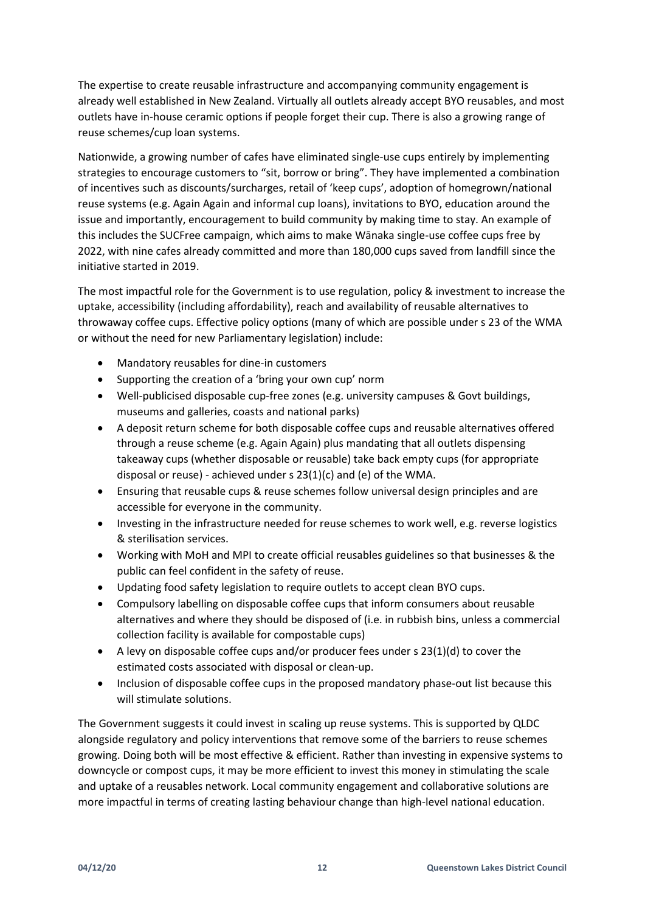The expertise to create reusable infrastructure and accompanying community engagement is already well established in New Zealand. Virtually all outlets already accept BYO reusables, and most outlets have in-house ceramic options if people forget their cup. There is also a growing range of reuse schemes/cup loan systems.

Nationwide, a growing number of cafes have eliminated single-use cups entirely by implementing strategies to encourage customers to "sit, borrow or bring". They have implemented a combination of incentives such as discounts/surcharges, retail of 'keep cups', adoption of homegrown/national reuse systems (e.g. Again Again and informal cup loans), invitations to BYO, education around the issue and importantly, encouragement to build community by making time to stay. An example of this includes the SUCFree campaign, which aims to make Wānaka single-use coffee cups free by 2022, with nine cafes already committed and more than 180,000 cups saved from landfill since the initiative started in 2019.

The most impactful role for the Government is to use regulation, policy & investment to increase the uptake, accessibility (including affordability), reach and availability of reusable alternatives to throwaway coffee cups. Effective policy options (many of which are possible under s 23 of the WMA or without the need for new Parliamentary legislation) include:

- Mandatory reusables for dine-in customers
- Supporting the creation of a 'bring your own cup' norm
- Well-publicised disposable cup-free zones (e.g. university campuses & Govt buildings, museums and galleries, coasts and national parks)
- A deposit return scheme for both disposable coffee cups and reusable alternatives offered through a reuse scheme (e.g. Again Again) plus mandating that all outlets dispensing takeaway cups (whether disposable or reusable) take back empty cups (for appropriate disposal or reuse) - achieved under s 23(1)(c) and (e) of the WMA.
- Ensuring that reusable cups & reuse schemes follow universal design principles and are accessible for everyone in the community.
- Investing in the infrastructure needed for reuse schemes to work well, e.g. reverse logistics & sterilisation services.
- Working with MoH and MPI to create official reusables guidelines so that businesses & the public can feel confident in the safety of reuse.
- Updating food safety legislation to require outlets to accept clean BYO cups.
- Compulsory labelling on disposable coffee cups that inform consumers about reusable alternatives and where they should be disposed of (i.e. in rubbish bins, unless a commercial collection facility is available for compostable cups)
- A levy on disposable coffee cups and/or producer fees under s 23(1)(d) to cover the estimated costs associated with disposal or clean-up.
- Inclusion of disposable coffee cups in the proposed mandatory phase-out list because this will stimulate solutions.

The Government suggests it could invest in scaling up reuse systems. This is supported by QLDC alongside regulatory and policy interventions that remove some of the barriers to reuse schemes growing. Doing both will be most effective & efficient. Rather than investing in expensive systems to downcycle or compost cups, it may be more efficient to invest this money in stimulating the scale and uptake of a reusables network. Local community engagement and collaborative solutions are more impactful in terms of creating lasting behaviour change than high-level national education.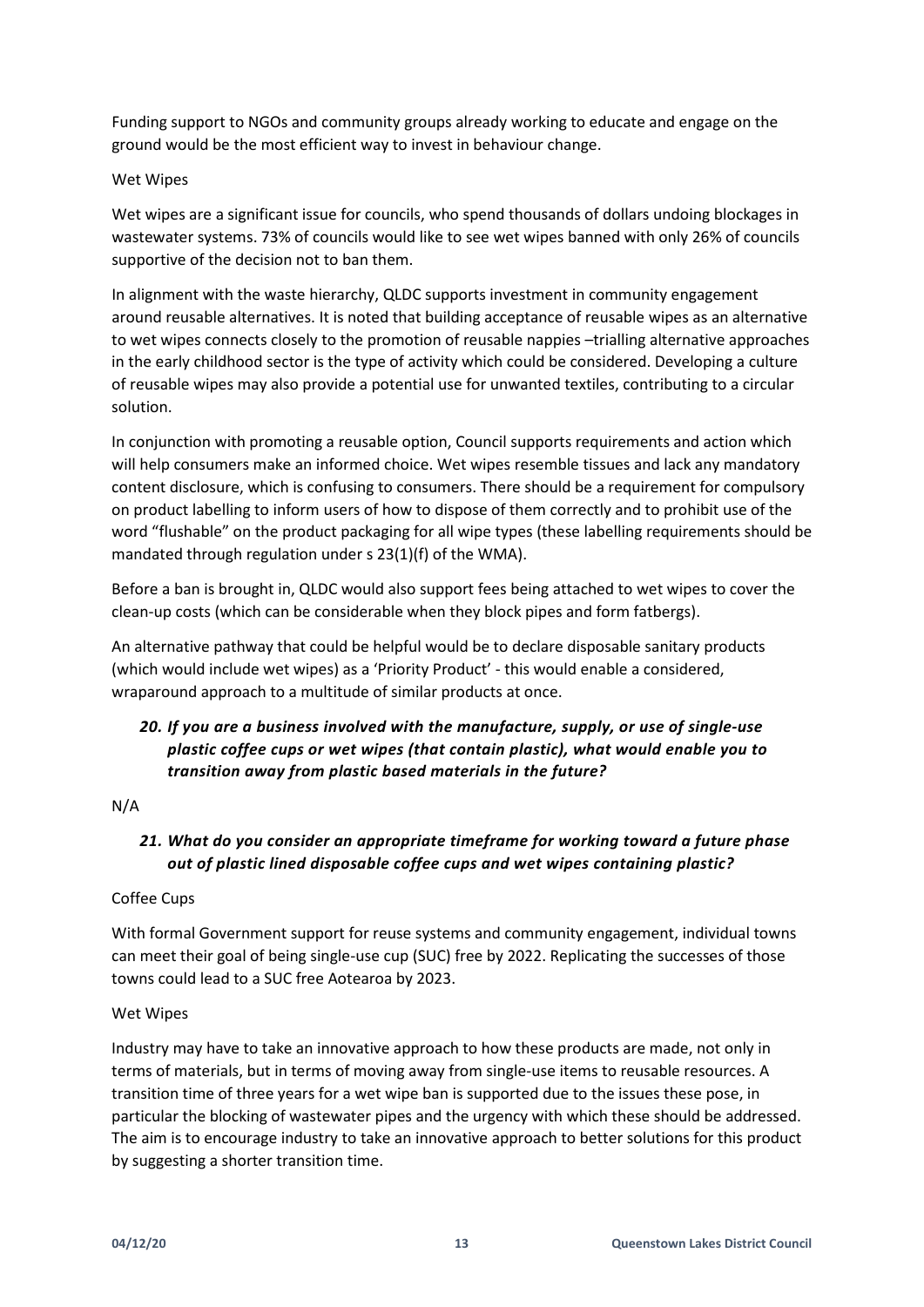Funding support to NGOs and community groups already working to educate and engage on the ground would be the most efficient way to invest in behaviour change.

Wet Wipes

Wet wipes are a significant issue for councils, who spend thousands of dollars undoing blockages in wastewater systems. 73% of councils would like to see wet wipes banned with only 26% of councils supportive of the decision not to ban them.

In alignment with the waste hierarchy, QLDC supports investment in community engagement around reusable alternatives. It is noted that building acceptance of reusable wipes as an alternative to wet wipes connects closely to the promotion of reusable nappies –trialling alternative approaches in the early childhood sector is the type of activity which could be considered. Developing a culture of reusable wipes may also provide a potential use for unwanted textiles, contributing to a circular solution.

In conjunction with promoting a reusable option, Council supports requirements and action which will help consumers make an informed choice. Wet wipes resemble tissues and lack any mandatory content disclosure, which is confusing to consumers. There should be a requirement for compulsory on product labelling to inform users of how to dispose of them correctly and to prohibit use of the word "flushable" on the product packaging for all wipe types (these labelling requirements should be mandated through regulation under s 23(1)(f) of the WMA).

Before a ban is brought in, QLDC would also support fees being attached to wet wipes to cover the clean-up costs (which can be considerable when they block pipes and form fatbergs).

An alternative pathway that could be helpful would be to declare disposable sanitary products (which would include wet wipes) as a 'Priority Product' - this would enable a considered, wraparound approach to a multitude of similar products at once.

***20. If you are a business involved with the manufacture, supply, or use of single-use plastic coffee cups or wet wipes (that contain plastic), what would enable you to transition away from plastic based materials in the future?***

N/A

***21. What do you consider an appropriate timeframe for working toward a future phase out of plastic lined disposable coffee cups and wet wipes containing plastic?***

Coffee Cups

With formal Government support for reuse systems and community engagement, individual towns can meet their goal of being single-use cup (SUC) free by 2022. Replicating the successes of those towns could lead to a SUC free Aotearoa by 2023.

Wet Wipes

Industry may have to take an innovative approach to how these products are made, not only in terms of materials, but in terms of moving away from single-use items to reusable resources. A transition time of three years for a wet wipe ban is supported due to the issues these pose, in particular the blocking of wastewater pipes and the urgency with which these should be addressed. The aim is to encourage industry to take an innovative approach to better solutions for this product by suggesting a shorter transition time.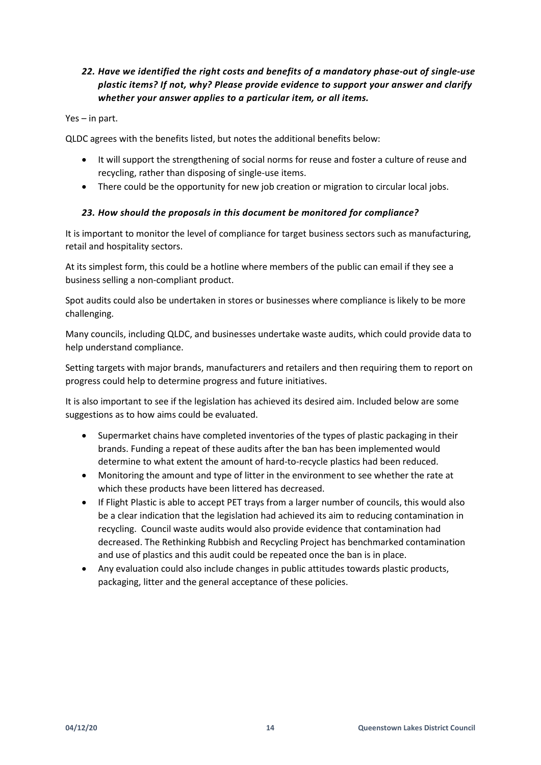### *22. Have we identified the right costs and benefits of a mandatory phase-out of single-use plastic items? If not, why? Please provide evidence to support your answer and clarify whether your answer applies to a particular item, or all items.*

Yes – in part.

QLDC agrees with the benefits listed, but notes the additional benefits below:

- It will support the strengthening of social norms for reuse and foster a culture of reuse and recycling, rather than disposing of single-use items.
- There could be the opportunity for new job creation or migration to circular local jobs.

### *23. How should the proposals in this document be monitored for compliance?*

It is important to monitor the level of compliance for target business sectors such as manufacturing, retail and hospitality sectors.

At its simplest form, this could be a hotline where members of the public can email if they see a business selling a non-compliant product.

Spot audits could also be undertaken in stores or businesses where compliance is likely to be more challenging.

Many councils, including QLDC, and businesses undertake waste audits, which could provide data to help understand compliance.

Setting targets with major brands, manufacturers and retailers and then requiring them to report on progress could help to determine progress and future initiatives.

It is also important to see if the legislation has achieved its desired aim. Included below are some suggestions as to how aims could be evaluated.

- Supermarket chains have completed inventories of the types of plastic packaging in their brands. Funding a repeat of these audits after the ban has been implemented would determine to what extent the amount of hard-to-recycle plastics had been reduced.
- Monitoring the amount and type of litter in the environment to see whether the rate at which these products have been littered has decreased.
- If Flight Plastic is able to accept PET trays from a larger number of councils, this would also be a clear indication that the legislation had achieved its aim to reducing contamination in recycling. Council waste audits would also provide evidence that contamination had decreased. The Rethinking Rubbish and Recycling Project has benchmarked contamination and use of plastics and this audit could be repeated once the ban is in place.
- Any evaluation could also include changes in public attitudes towards plastic products, packaging, litter and the general acceptance of these policies.